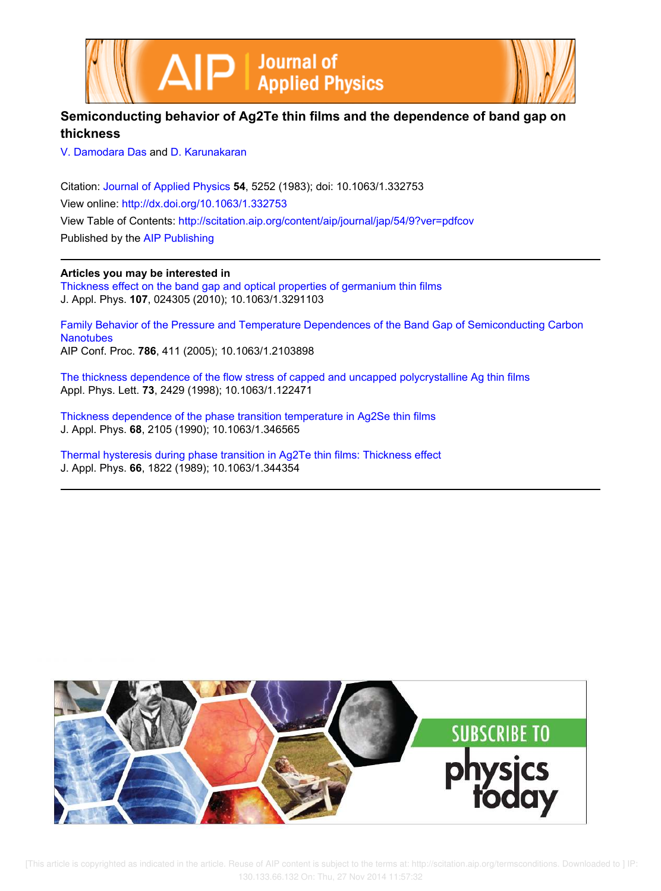# Semiconducting behavior of Ag2Te thin films and the dependence of band gap on thickness

V. Damodara Das and D. Karunakaran

Citation: Journal of Applied Physics **54**, 5252 (1983); doi: 10.1063/1.332753

View online: http://dx.doi.org/10.1063/1.332753

View Table of Contents: http://scitation.aip.org/content/aip/journal/jap/54/9?ver=pdfcov

Published by the AIP Publishing

---

**Articles you may be interested in**

Thickness effect on the band gap and optical properties of germanium thin films
J. Appl. Phys. **107**, 024305 (2010); 10.1063/1.3291103

Family Behavior of the Pressure and Temperature Dependences of the Band Gap of Semiconducting Carbon Nanotubes
AIP Conf. Proc. **786**, 411 (2005); 10.1063/1.2103898

The thickness dependence of the flow stress of capped and uncapped polycrystalline Ag thin films
Appl. Phys. Lett. **73**, 2429 (1998); 10.1063/1.122471

Thickness dependence of the phase transition temperature in Ag2Se thin films
J. Appl. Phys. **68**, 2105 (1990); 10.1063/1.346565

Thermal hysteresis during phase transition in Ag2Te thin films: Thickness effect
J. Appl. Phys. **66**, 1822 (1989); 10.1063/1.344354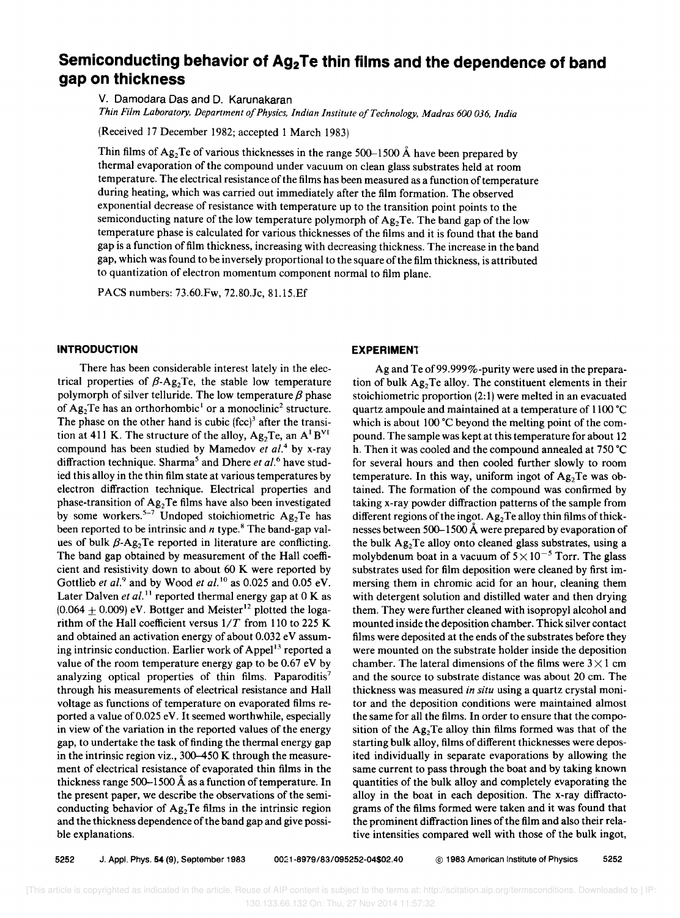# Semiconducting behavior of $Ag_2Te$ thin films and the dependence of band gap on thickness

V. Damodara Das and D. Karunakaran

*Thin Film Laboratory, Department of Physics, Indian Institute of Technology, Madras 600 036, India*

(Received 17 December 1982; accepted 1 March 1983)

Thin films of $Ag_2Te$ of various thicknesses in the range 500–1500 Å have been prepared by thermal evaporation of the compound under vacuum on clean glass substrates held at room temperature. The electrical resistance of the films has been measured as a function of temperature during heating, which was carried out immediately after the film formation. The observed exponential decrease of resistance with temperature up to the transition point points to the semiconducting nature of the low temperature polymorph of $Ag_2Te$. The band gap of the low temperature phase is calculated for various thicknesses of the films and it is found that the band gap is a function of film thickness, increasing with decreasing thickness. The increase in the band gap, which was found to be inversely proportional to the square of the film thickness, is attributed to quantization of electron momentum component normal to film plane.

PACS numbers: 73.60.Fw, 72.80.Jc, 81.15.Ef

## INTRODUCTION

There has been considerable interest lately in the electrical properties of $\beta$-$Ag_2Te$, the stable low temperature polymorph of silver telluride. The low temperature $\beta$ phase of $Ag_2Te$ has an orthorhombic[1] or a monoclinic[2] structure. The phase on the other hand is cubic (fcc)[3] after the transition at 411 K. The structure of the alloy, $Ag_2Te$, an $A^{I}B^{VI}$ compound has been studied by Mamedov *et al.*[4] by x-ray diffraction technique. Sharma[5] and Dhere *et al.*[6] have studied this alloy in the thin film state at various temperatures by electron diffraction technique. Electrical properties and phase-transition of $Ag_2Te$ films have also been investigated by some workers.[5–7] Undoped stoichiometric $Ag_2Te$ has been reported to be intrinsic and *n* type.[8] The band-gap values of bulk $\beta$-$Ag_2Te$ reported in literature are conflicting. The band gap obtained by measurement of the Hall coefficient and resistivity down to about 60 K were reported by Gottlieb *et al.*[9] and by Wood *et al.*[10] as 0.025 and 0.05 eV. Later Dalven *et al.*[11] reported thermal energy gap at 0 K as $(0.064 \pm 0.009)$ eV. Bottger and Meister[12] plotted the logarithm of the Hall coefficient versus $1/T$ from 110 to 225 K and obtained an activation energy of about 0.032 eV assuming intrinsic conduction. Earlier work of Appel[13] reported a value of the room temperature energy gap to be 0.67 eV by analyzing optical properties of thin films. Paparoditis[7] through his measurements of electrical resistance and Hall voltage as functions of temperature on evaporated films reported a value of 0.025 eV. It seemed worthwhile, especially in view of the variation in the reported values of the energy gap, to undertake the task of finding the thermal energy gap in the intrinsic region viz., 300–450 K through the measurement of electrical resistance of evaporated thin films in the thickness range 500–1500 Å as a function of temperature. In the present paper, we describe the observations of the semiconducting behavior of $Ag_2Te$ films in the intrinsic region and the thickness dependence of the band gap and give possible explanations.

## EXPERIMENT

Ag and Te of 99.999%-purity were used in the preparation of bulk $Ag_2Te$ alloy. The constituent elements in their stoichiometric proportion (2:1) were melted in an evacuated quartz ampoule and maintained at a temperature of 1100 °C which is about 100 °C beyond the melting point of the compound. The sample was kept at this temperature for about 12 h. Then it was cooled and the compound annealed at 750 °C for several hours and then cooled further slowly to room temperature. In this way, uniform ingot of $Ag_2Te$ was obtained. The formation of the compound was confirmed by taking x-ray powder diffraction patterns of the sample from different regions of the ingot. $Ag_2Te$ alloy thin films of thicknesses between 500–1500 Å were prepared by evaporation of the bulk $Ag_2Te$ alloy onto cleaned glass substrates, using a molybdenum boat in a vacuum of $5\times10^{-5}$ Torr. The glass substrates used for film deposition were cleaned by first immersing them in chromic acid for an hour, cleaning them with detergent solution and distilled water and then drying them. They were further cleaned with isopropyl alcohol and mounted inside the deposition chamber. Thick silver contact films were deposited at the ends of the substrates before they were mounted on the substrate holder inside the deposition chamber. The lateral dimensions of the films were $3\times1$ cm and the source to substrate distance was about 20 cm. The thickness was measured *in situ* using a quartz crystal monitor and the deposition conditions were maintained almost the same for all the films. In order to ensure that the composition of the $Ag_2Te$ alloy thin films formed was that of the starting bulk alloy, films of different thicknesses were deposited individually in separate evaporations by allowing the same current to pass through the boat and by taking known quantities of the bulk alloy and completely evaporating the alloy in the boat in each deposition. The x-ray diffractograms of the films formed were taken and it was found that the prominent diffraction lines of the film and also their relative intensities compared well with those of the bulk ingot,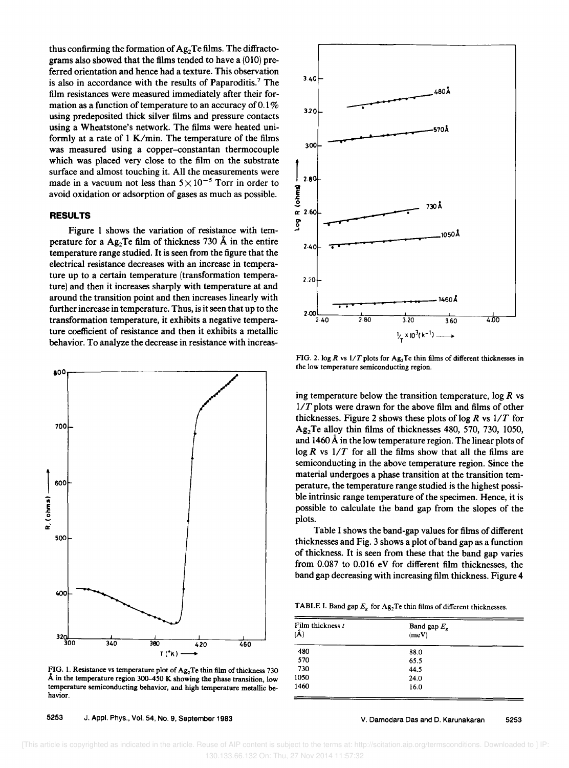thus confirming the formation of $Ag_2Te$ films. The diffractograms also showed that the films tended to have a (010) preferred orientation and hence had a texture. This observation is also in accordance with the results of Paparoditis.[7] The film resistances were measured immediately after their formation as a function of temperature to an accuracy of 0.1% using predeposited thick silver films and pressure contacts using a Wheatstone's network. The films were heated uniformly at a rate of 1 K/min. The temperature of the films was measured using a copper–constantan thermocouple which was placed very close to the film on the substrate surface and almost touching it. All the measurements were made in a vacuum not less than $5\times10^{-5}$ Torr in order to avoid oxidation or adsorption of gases as much as possible.

## RESULTS

Figure 1 shows the variation of resistance with temperature for a $Ag_2Te$ film of thickness 730 Å in the entire temperature range studied. It is seen from the figure that the electrical resistance decreases with an increase in temperature up to a certain temperature (transformation temperature) and then it increases sharply with temperature at and around the transition point and then increases linearly with further increase in temperature. Thus, is it seen that up to the transformation temperature, it exhibits a negative temperature coefficient of resistance and then it exhibits a metallic behavior. To analyze the decrease in resistance with increasing temperature below the transition temperature, log $R$ vs $1/T$ plots were drawn for the above film and films of other thicknesses. Figure 2 shows these plots of log $R$ vs $1/T$ for $Ag_2Te$ alloy thin films of thicknesses 480, 570, 730, 1050, and 1460 Å in the low temperature region. The linear plots of log $R$ vs $1/T$ for all the films show that all the films are semiconducting in the above temperature region. Since the material undergoes a phase transition at the transition temperature, the temperature range studied is the highest possible intrinsic range temperature of the specimen. Hence, it is possible to calculate the band gap from the slopes of the plots.

R, (ohms)
800
700
600
500
400
320
300
340
380
420
460
T (°K)

FIG. 1. Resistance vs temperature plot of $Ag_2Te$ thin film of thickness 730 Å in the temperature region 300–450 K showing the phase transition, low temperature semiconducting behavior, and high temperature metallic behavior.

Log R (ohms)
3.40
3.20
3.00
2.80
2.60
2.40
2.20
2.00
2.40
2.80
3.20
3.60
4.00
1/T × 10³ (K⁻¹)
480 Å
570 Å
730 Å
1050 Å
1460 Å

FIG. 2. log $R$ vs $1/T$ plots for $Ag_2Te$ thin films of different thicknesses in the low temperature semiconducting region.

Table I shows the band-gap values for films of different thicknesses and Fig. 3 shows a plot of band gap as a function of thickness. It is seen from these that the band gap varies from 0.087 to 0.016 eV for different film thicknesses, the band gap decreasing with increasing film thickness. Figure 4

TABLE I. Band gap $E_g$ for $Ag_2Te$ thin films of different thicknesses.

| Film thickness $t$ (Å) | Band gap $E_g$ (meV) |
|---|---|
| 480 | 88.0 |
| 570 | 65.5 |
| 730 | 44.5 |
| 1050 | 24.0 |
| 1460 | 16.0 |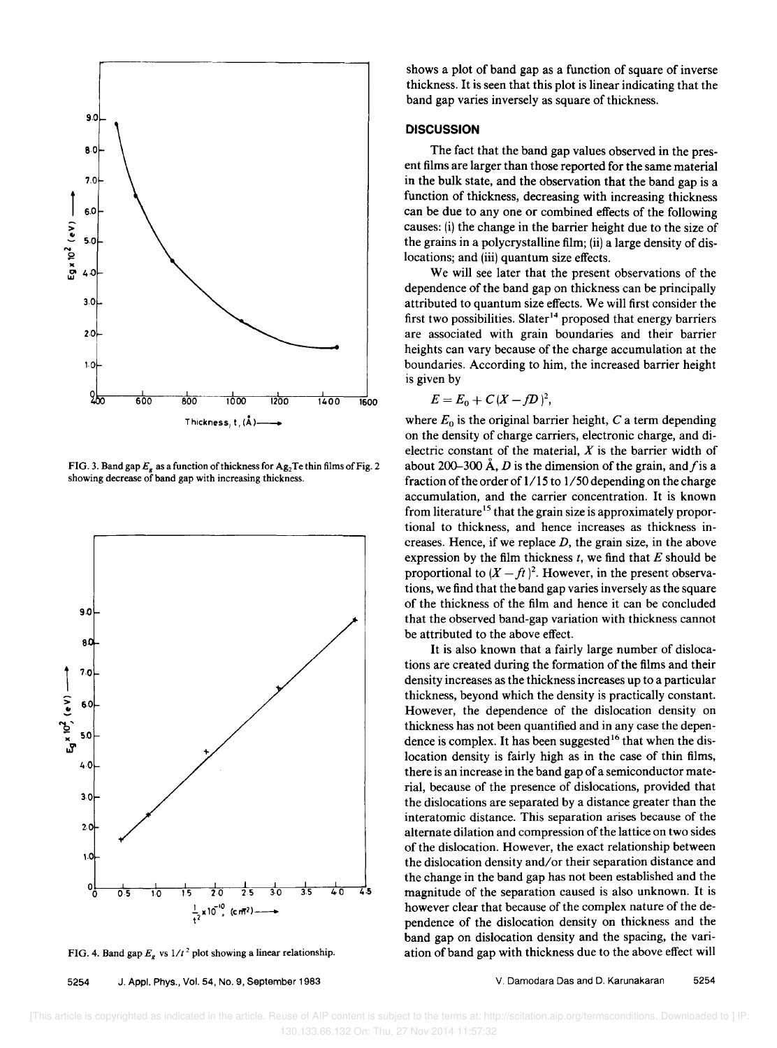$E_g \times 10^2$ (eV)

9.0
8.0
7.0
6.0
5.0
4.0
3.0
2.0
1.0
0
400 600 800 1000 1200 1400 1600

Thickness, t, (Å)

FIG. 3. Band gap $E_g$ as a function of thickness for $Ag_2Te$ thin films of Fig. 2 showing decrease of band gap with increasing thickness.

$E_g \times 10^2$, (eV)

9.0
8.0
7.0
6.0
5.0
4.0
3.0
2.0
1.0
0
0 0.5 1.0 1.5 2.0 2.5 3.0 3.5 4.0 4.5

$\frac{1}{t^2} \times 10^{-10}$, (cm$^{-2}$)

FIG. 4. Band gap $E_g$ vs $1/t^2$ plot showing a linear relationship.

shows a plot of band gap as a function of square of inverse thickness. It is seen that this plot is linear indicating that the band gap varies inversely as square of thickness.

## DISCUSSION

The fact that the band gap values observed in the present films are larger than those reported for the same material in the bulk state, and the observation that the band gap is a function of thickness, decreasing with increasing thickness can be due to any one or combined effects of the following causes: (i) the change in the barrier height due to the size of the grains in a polycrystalline film; (ii) a large density of dislocations; and (iii) quantum size effects.

We will see later that the present observations of the dependence of the band gap on thickness can be principally attributed to quantum size effects. We will first consider the first two possibilities. Slater[14] proposed that energy barriers are associated with grain boundaries and their barrier heights can vary because of the charge accumulation at the boundaries. According to him, the increased barrier height is given by

$$E = E_0 + C(X - fD)^2,$$

where $E_0$ is the original barrier height, $C$ a term depending on the density of charge carriers, electronic charge, and dielectric constant of the material, $X$ is the barrier width of about 200–300 Å, $D$ is the dimension of the grain, and $f$ is a fraction of the order of 1/15 to 1/50 depending on the charge accumulation, and the carrier concentration. It is known from literature[15] that the grain size is approximately proportional to thickness, and hence increases as thickness increases. Hence, if we replace $D$, the grain size, in the above expression by the film thickness $t$, we find that $E$ should be proportional to $(X - ft)^2$. However, in the present observations, we find that the band gap varies inversely as the square of the thickness of the film and hence it can be concluded that the observed band-gap variation with thickness cannot be attributed to the above effect.

It is also known that a fairly large number of dislocations are created during the formation of the films and their density increases as the thickness increases up to a particular thickness, beyond which the density is practically constant. However, the dependence of the dislocation density on thickness has not been quantified and in any case the dependence is complex. It has been suggested[16] that when the dislocation density is fairly high as in the case of thin films, there is an increase in the band gap of a semiconductor material, because of the presence of dislocations, provided that the dislocations are separated by a distance greater than the interatomic distance. This separation arises because of the alternate dilation and compression of the lattice on two sides of the dislocation. However, the exact relationship between the dislocation density and/or their separation distance and the change in the band gap has not been established and the magnitude of the separation caused is also unknown. It is however clear that because of the complex nature of the dependence of the dislocation density on thickness and the band gap on dislocation density and the spacing, the variation of band gap with thickness due to the above effect will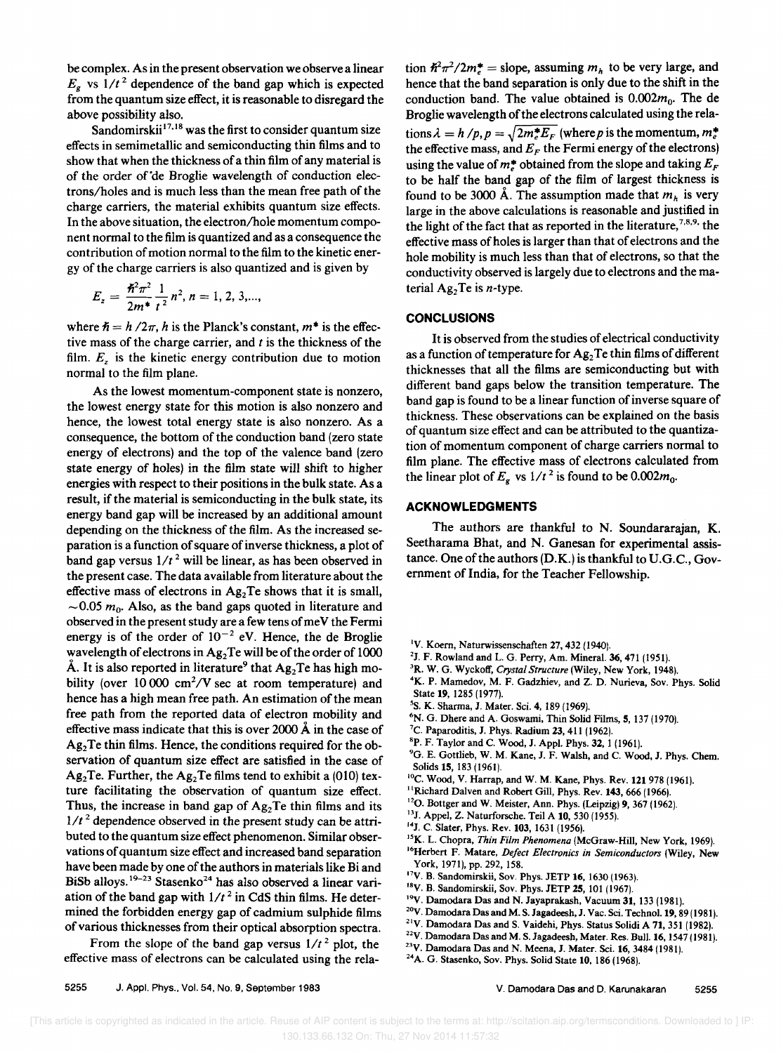be complex. As in the present observation we observe a linear $E_g$ vs $1/t^2$ dependence of the band gap which is expected from the quantum size effect, it is reasonable to disregard the above possibility also.

Sandomirskii[17,18] was the first to consider quantum size effects in semimetallic and semiconducting thin films and to show that when the thickness of a thin film of any material is of the order of de Broglie wavelength of conduction electrons/holes and is much less than the mean free path of the charge carriers, the material exhibits quantum size effects. In the above situation, the electron/hole momentum component normal to the film is quantized and as a consequence the contribution of motion normal to the film to the kinetic energy of the charge carriers is also quantized and is given by

$$E_z = \frac{\hbar^2\pi^2}{2m^*}\frac{1}{t^2}n^2, \; n = 1, 2, 3,...,$$

where $\hbar = h/2\pi$, $h$ is the Planck's constant, $m^*$ is the effective mass of the charge carrier, and $t$ is the thickness of the film. $E_z$ is the kinetic energy contribution due to motion normal to the film plane.

As the lowest momentum-component state is nonzero, the lowest energy state for this motion is also nonzero and hence, the lowest total energy state is also nonzero. As a consequence, the bottom of the conduction band (zero state energy of electrons) and the top of the valence band (zero state energy of holes) in the film state will shift to higher energies with respect to their positions in the bulk state. As a result, if the material is semiconducting in the bulk state, its energy band gap will be increased by an additional amount depending on the thickness of the film. As the increased separation is a function of square of inverse thickness, a plot of band gap versus $1/t^2$ will be linear, as has been observed in the present case. The data available from literature about the effective mass of electrons in $Ag_2Te$ shows that it is small, $\sim 0.05\, m_0$. Also, as the band gaps quoted in literature and observed in the present study are a few tens of meV the Fermi energy is of the order of $10^{-2}$ eV. Hence, the de Broglie wavelength of electrons in $Ag_2Te$ will be of the order of 1000 Å. It is also reported in literature[9] that $Ag_2Te$ has high mobility (over 10 000 $cm^2$/V sec at room temperature) and hence has a high mean free path. An estimation of the mean free path from the reported data of electron mobility and effective mass indicate that this is over 2000 Å in the case of $Ag_2Te$ thin films. Hence, the conditions required for the observation of quantum size effect are satisfied in the case of $Ag_2Te$. Further, the $Ag_2Te$ films tend to exhibit a (010) texture facilitating the observation of quantum size effect. Thus, the increase in band gap of $Ag_2Te$ thin films and its $1/t^2$ dependence observed in the present study can be attributed to the quantum size effect phenomenon. Similar observations of quantum size effect and increased band separation have been made by one of the authors in materials like Bi and BiSb alloys.[19–23] Stasenko[24] has also observed a linear variation of the band gap with $1/t^2$ in CdS thin films. He determined the forbidden energy gap of cadmium sulphide films of various thicknesses from their optical absorption spectra.

From the slope of the band gap versus $1/t^2$ plot, the effective mass of electrons can be calculated using the relation $\hbar^2\pi^2/2m_e^* =$ slope, assuming $m_h$ to be very large, and hence that the band separation is only due to the shift in the conduction band. The value obtained is $0.002m_0$. The de Broglie wavelength of the electrons calculated using the relations $\lambda = h/p, p = \sqrt{2m_e^* E_F}$ (where $p$ is the momentum, $m_e^*$ the effective mass, and $E_F$ the Fermi energy of the electrons) using the value of $m_e^*$ obtained from the slope and taking $E_F$ to be half the band gap of the film of largest thickness is found to be 3000 Å. The assumption made that $m_h$ is very large in the above calculations is reasonable and justified in the light of the fact that as reported in the literature,[7,8,9] the effective mass of holes is larger than that of electrons and the hole mobility is much less than that of electrons, so that the conductivity observed is largely due to electrons and the material $Ag_2Te$ is $n$-type.

## CONCLUSIONS

It is observed from the studies of electrical conductivity as a function of temperature for $Ag_2Te$ thin films of different thicknesses that all the films are semiconducting but with different band gaps below the transition temperature. The band gap is found to be a linear function of inverse square of thickness. These observations can be explained on the basis of quantum size effect and can be attributed to the quantization of momentum component of charge carriers normal to film plane. The effective mass of electrons calculated from the linear plot of $E_g$ vs $1/t^2$ is found to be $0.002m_0$.

## ACKNOWLEDGMENTS

The authors are thankful to N. Soundararajan, K. Seetharama Bhat, and N. Ganesan for experimental assistance. One of the authors (D.K.) is thankful to U.G.C., Government of India, for the Teacher Fellowship.

[1] V. Koern, Naturwissenschaften 27, 432 (1940).
[2] J. F. Rowland and L. G. Perry, Am. Mineral. 36, 471 (1951).
[3] R. W. G. Wyckoff, *Crystal Structure* (Wiley, New York, 1948).
[4] K. P. Mamedov, M. F. Gadzhiev, and Z. D. Nurieva, Sov. Phys. Solid State 19, 1285 (1977).
[5] S. K. Sharma, J. Mater. Sci. 4, 189 (1969).
[6] N. G. Dhere and A. Goswami, Thin Solid Films, 5, 137 (1970).
[7] C. Paparoditis, J. Phys. Radium 23, 411 (1962).
[8] P. F. Taylor and C. Wood, J. Appl. Phys. 32, 1 (1961).
[9] G. E. Gottlieb, W. M. Kane, J. F. Walsh, and C. Wood, J. Phys. Chem. Solids 15, 183 (1961).
[10] C. Wood, V. Harrap, and W. M. Kane, Phys. Rev. 121 978 (1961).
[11] Richard Dalven and Robert Gill, Phys. Rev. 143, 666 (1966).
[12] O. Bottger and W. Meister, Ann. Phys. (Leipzig) 9, 367 (1962).
[13] J. Appel, Z. Naturforsche. Teil A 10, 530 (1955).
[14] J. C. Slater, Phys. Rev. 103, 1631 (1956).
[15] K. L. Chopra, *Thin Film Phenomena* (McGraw-Hill, New York, 1969).
[16] Herbert F. Matare, *Defect Electronics in Semiconductors* (Wiley, New York, 1971), pp. 292, 158.
[17] V. B. Sandomirskii, Sov. Phys. JETP 16, 1630 (1963).
[18] V. B. Sandomirskii, Sov. Phys. JETP 25, 101 (1967).
[19] V. Damodara Das and N. Jayaprakash, Vacuum 31, 133 (1981).
[20] V. Damodara Das and M. S. Jagadeesh, J. Vac. Sci. Technol. 19, 89 (1981).
[21] V. Damodara Das and S. Vaidehi, Phys. Status Solidi A 71, 351 (1982).
[22] V. Damodara Das and M. S. Jagadeesh, Mater. Res. Bull. 16, 1547 (1981).
[23] V. Damodara Das and N. Meena, J. Mater. Sci. 16, 3484 (1981).
[24] A. G. Stasenko, Sov. Phys. Solid State 10, 186 (1968).